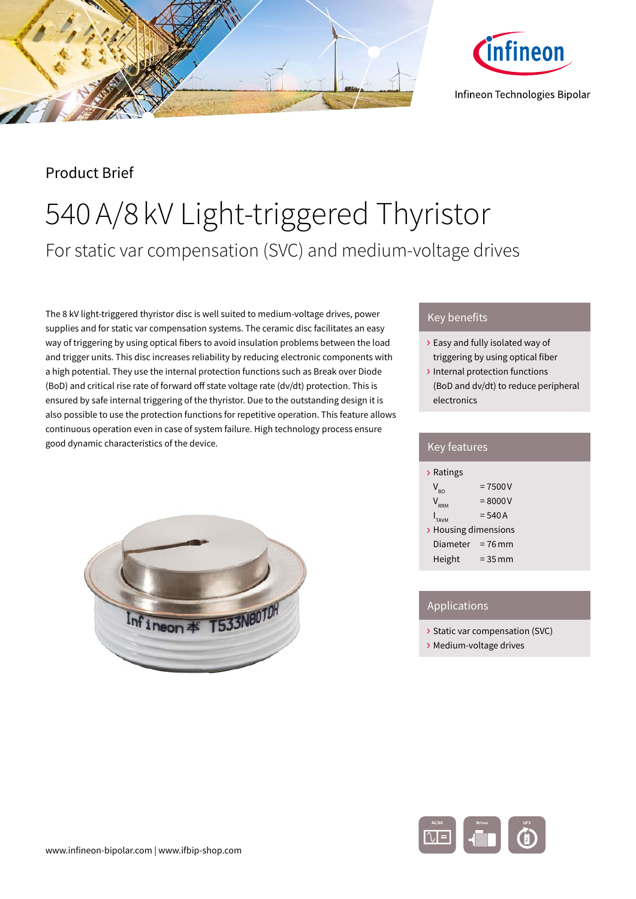Infineon Technologies Bipolar

Product Brief

# 540 A/8 kV Light-triggered Thyristor

## For static var compensation (SVC) and medium-voltage drives

The 8 kV light-triggered thyristor disc is well suited to medium-voltage drives, power supplies and for static var compensation systems. The ceramic disc facilitates an easy way of triggering by using optical fibers to avoid insulation problems between the load and trigger units. This disc increases reliability by reducing electronic components with a high potential. They use the internal protection functions such as Break over Diode (BoD) and critical rise rate of forward off state voltage rate (dv/dt) protection. This is ensured by safe internal triggering of the thyristor. Due to the outstanding design it is also possible to use the protection functions for repetitive operation. This feature allows continuous operation even in case of system failure. High technology process ensure good dynamic characteristics of the device.

### Key benefits

- Easy and fully isolated way of triggering by using optical fiber
- Internal protection functions (BoD and dv/dt) to reduce peripheral electronics

### Key features

- Ratings
  - $V_{BO}$ = 7500 V
  - $V_{RRM}$ = 8000 V
  - $I_{TAVM}$ = 540 A
- Housing dimensions
  - Diameter = 76 mm
  - Height = 35 mm

### Applications

- Static var compensation (SVC)
- Medium-voltage drives

www.infineon-bipolar.com | www.ifbip-shop.com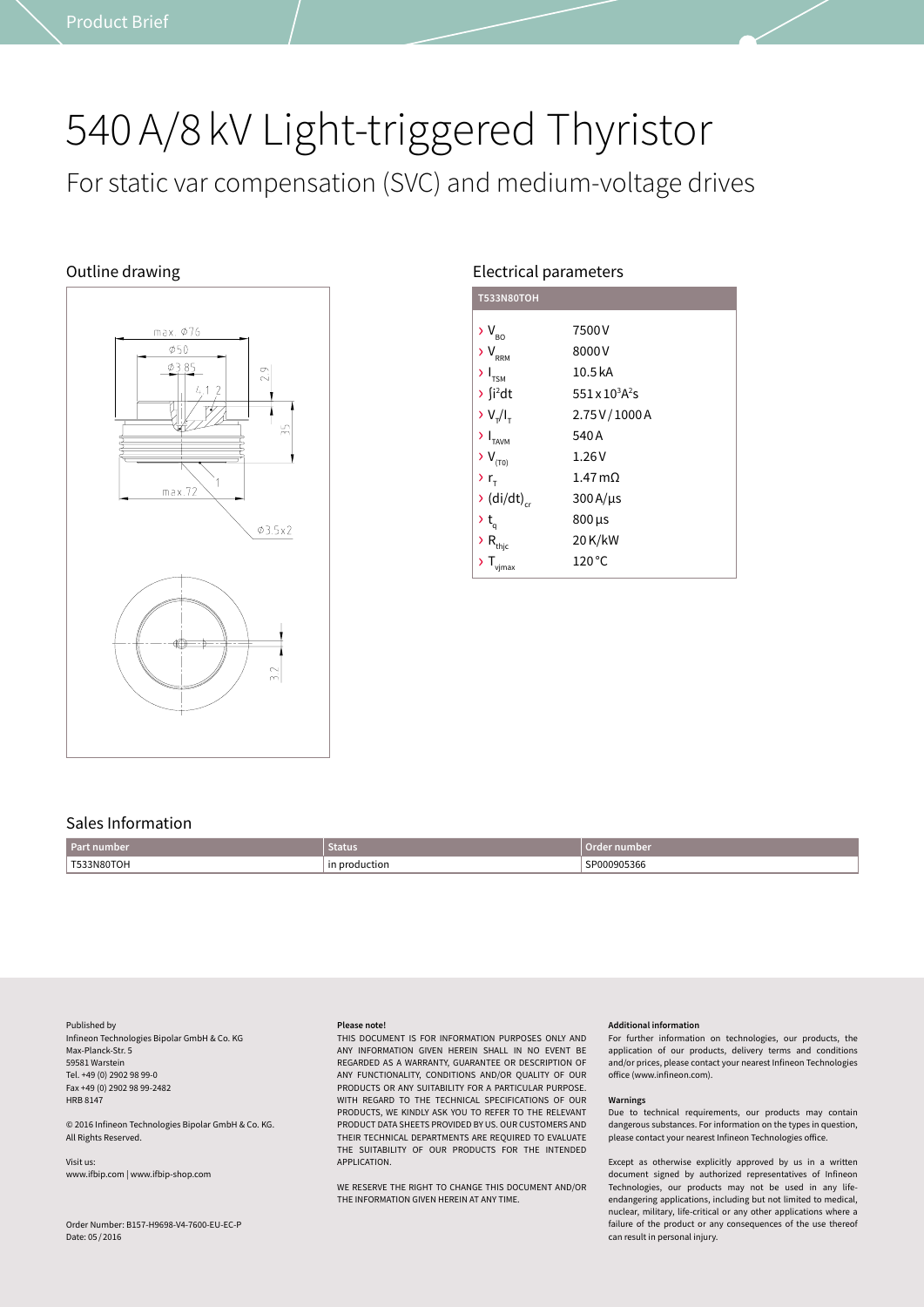# 540 A/8 kV Light-triggered Thyristor

For static var compensation (SVC) and medium-voltage drives

## Outline drawing

max. Ø76

Ø50

Ø3.85

4.1.2

29

35

1

max.72

Ø3.5x2

3.2

## Electrical parameters

| T533N80TOH | |
|---|---|
| › $V_{BO}$ | 7500 V |
| › $V_{RRM}$ | 8000 V |
| › $I_{TSM}$ | 10.5 kA |
| › $\int i^2dt$ | $551 \times 10^3 A^2s$ |
| › $V_T/I_T$ | 2.75 V / 1000 A |
| › $I_{TAVM}$ | 540 A |
| › $V_{(T0)}$ | 1.26 V |
| › $r_T$ | 1.47 mΩ |
| › $(di/dt)_{cr}$ | 300 A/µs |
| › $t_q$ | 800 µs |
| › $R_{thjc}$ | 20 K/kW |
| › $T_{vjmax}$ | 120 °C |

## Sales Information

| Part number | Status | Order number |
|---|---|---|
| T533N80TOH | in production | SP000905366 |

Published by
Infineon Technologies Bipolar GmbH & Co. KG
Max-Planck-Str. 5
59581 Warstein
Tel. +49 (0) 2902 98 99-0
Fax +49 (0) 2902 98 99-2482
HRB 8147

© 2016 Infineon Technologies Bipolar GmbH & Co. KG.
All Rights Reserved.

Visit us:
www.ifbip.com | www.ifbip-shop.com

Order Number: B157-H9698-V4-7600-EU-EC-P
Date: 05 / 2016

**Please note!**

THIS DOCUMENT IS FOR INFORMATION PURPOSES ONLY AND ANY INFORMATION GIVEN HEREIN SHALL IN NO EVENT BE REGARDED AS A WARRANTY, GUARANTEE OR DESCRIPTION OF ANY FUNCTIONALITY, CONDITIONS AND/OR QUALITY OF OUR PRODUCTS OR ANY SUITABILITY FOR A PARTICULAR PURPOSE. WITH REGARD TO THE TECHNICAL SPECIFICATIONS OF OUR PRODUCTS, WE KINDLY ASK YOU TO REFER TO THE RELEVANT PRODUCT DATA SHEETS PROVIDED BY US. OUR CUSTOMERS AND THEIR TECHNICAL DEPARTMENTS ARE REQUIRED TO EVALUATE THE SUITABILITY OF OUR PRODUCTS FOR THE INTENDED APPLICATION.

WE RESERVE THE RIGHT TO CHANGE THIS DOCUMENT AND/OR THE INFORMATION GIVEN HEREIN AT ANY TIME.

**Additional information**

For further information on technologies, our products, the application of our products, delivery terms and conditions and/or prices, please contact your nearest Infineon Technologies office (www.infineon.com).

**Warnings**

Due to technical requirements, our products may contain dangerous substances. For information on the types in question, please contact your nearest Infineon Technologies office.

Except as otherwise explicitly approved by us in a written document signed by authorized representatives of Infineon Technologies, our products may not be used in any life-endangering applications, including but not limited to medical, nuclear, military, life-critical or any other applications where a failure of the product or any consequences of the use thereof can result in personal injury.